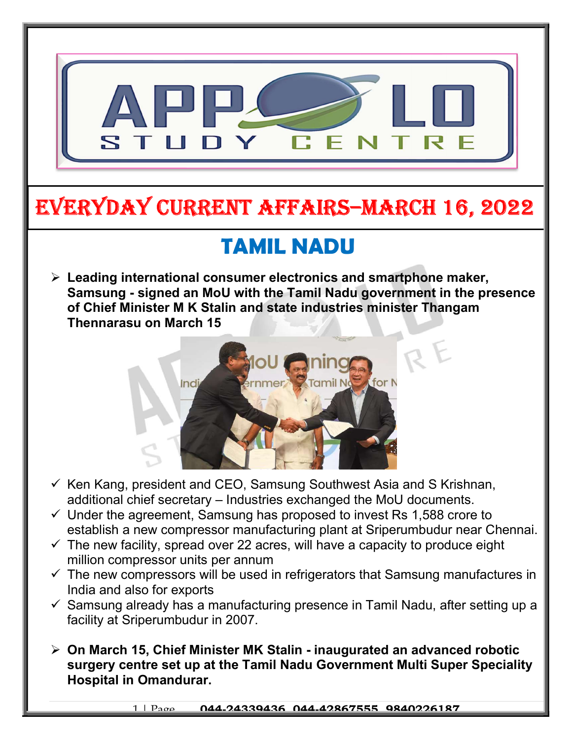# EVERYDAY CURRENT AFFAIRS–MARCH 16, 2022

## TAMIL NADU

- **Leading international consumer electronics and smartphone maker, Samsung - signed an MoU with the Tamil Nadu government in the presence of Chief Minister M K Stalin and state industries minister Thangam Thennarasu on March 15**

  - ✓ Ken Kang, president and CEO, Samsung Southwest Asia and S Krishnan, additional chief secretary – Industries exchanged the MoU documents.
  - ✓ Under the agreement, Samsung has proposed to invest Rs 1,588 crore to establish a new compressor manufacturing plant at Sriperumbudur near Chennai.
  - ✓ The new facility, spread over 22 acres, will have a capacity to produce eight million compressor units per annum
  - ✓ The new compressors will be used in refrigerators that Samsung manufactures in India and also for exports
  - ✓ Samsung already has a manufacturing presence in Tamil Nadu, after setting up a facility at Sriperumbudur in 2007.

- **On March 15, Chief Minister MK Stalin - inaugurated an advanced robotic surgery centre set up at the Tamil Nadu Government Multi Super Speciality Hospital in Omandurar.**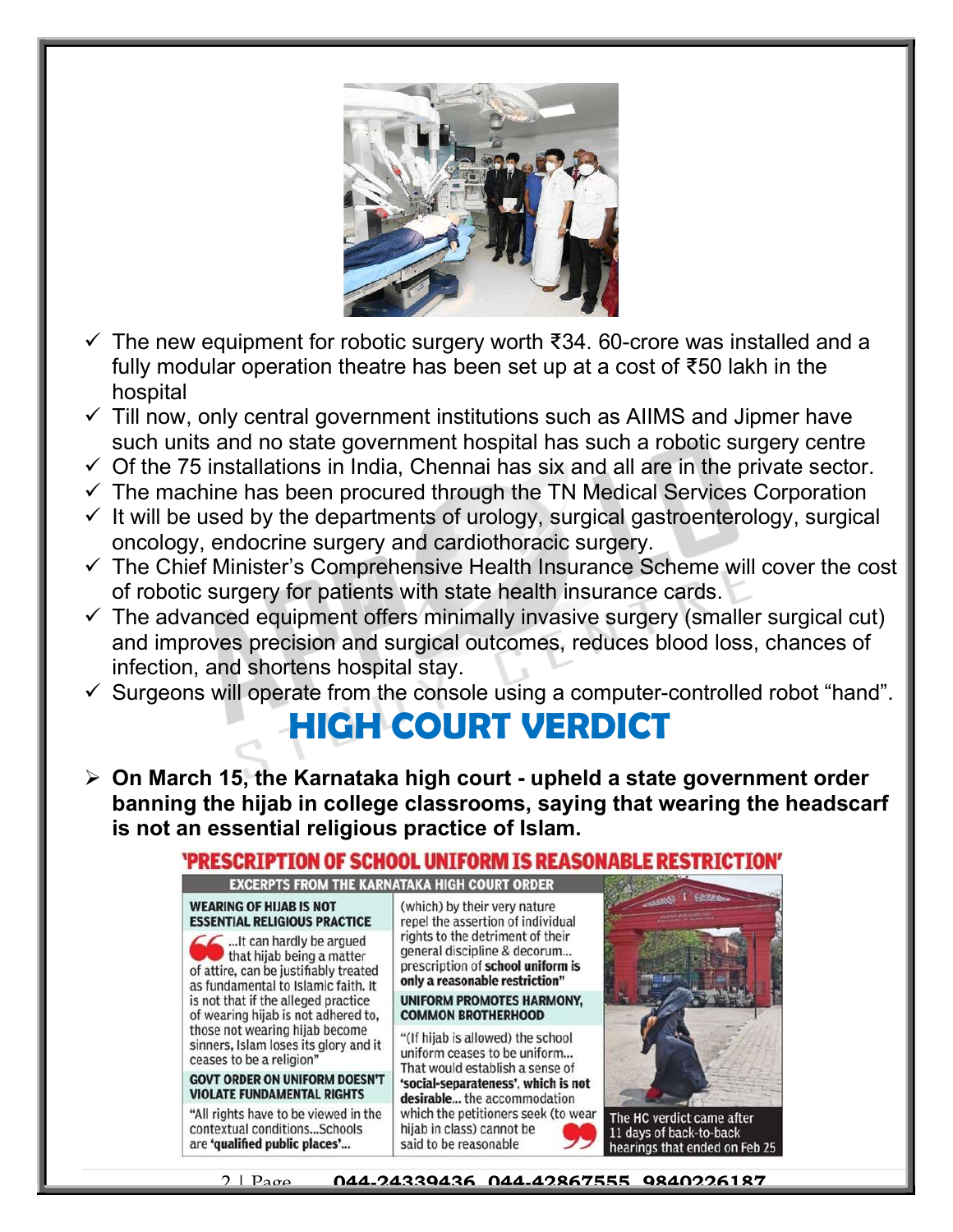- ✓ The new equipment for robotic surgery worth ₹34. 60-crore was installed and a fully modular operation theatre has been set up at a cost of ₹50 lakh in the hospital
- ✓ Till now, only central government institutions such as AIIMS and Jipmer have such units and no state government hospital has such a robotic surgery centre
- ✓ Of the 75 installations in India, Chennai has six and all are in the private sector.
- ✓ The machine has been procured through the TN Medical Services Corporation
- ✓ It will be used by the departments of urology, surgical gastroenterology, surgical oncology, endocrine surgery and cardiothoracic surgery.
- ✓ The Chief Minister's Comprehensive Health Insurance Scheme will cover the cost of robotic surgery for patients with state health insurance cards.
- ✓ The advanced equipment offers minimally invasive surgery (smaller surgical cut) and improves precision and surgical outcomes, reduces blood loss, chances of infection, and shortens hospital stay.
- ✓ Surgeons will operate from the console using a computer-controlled robot "hand".

# HIGH COURT VERDICT

- **On March 15, the Karnataka high court - upheld a state government order banning the hijab in college classrooms, saying that wearing the headscarf is not an essential religious practice of Islam.**

## 'PRESCRIPTION OF SCHOOL UNIFORM IS REASONABLE RESTRICTION'

### EXCERPTS FROM THE KARNATAKA HIGH COURT ORDER

**WEARING OF HIJAB IS NOT ESSENTIAL RELIGIOUS PRACTICE**

"...It can hardly be argued that hijab being a matter of attire, can be justifiably treated as fundamental to Islamic faith. It is not that if the alleged practice of wearing hijab is not adhered to, those not wearing hijab become sinners, Islam loses its glory and it ceases to be a religion"

**GOVT ORDER ON UNIFORM DOESN'T VIOLATE FUNDAMENTAL RIGHTS**

"All rights have to be viewed in the contextual conditions...Schools are **'qualified public places'**... (which) by their very nature repel the assertion of individual rights to the detriment of their general discipline & decorum... prescription of **school uniform is only a reasonable restriction"**

**UNIFORM PROMOTES HARMONY, COMMON BROTHERHOOD**

"(If hijab is allowed) the school uniform ceases to be uniform... That would establish a sense of **'social-separateness', which is not desirable**... the accommodation which the petitioners seek (to wear hijab in class) cannot be said to be reasonable"

The HC verdict came after 11 days of back-to-back hearings that ended on Feb 25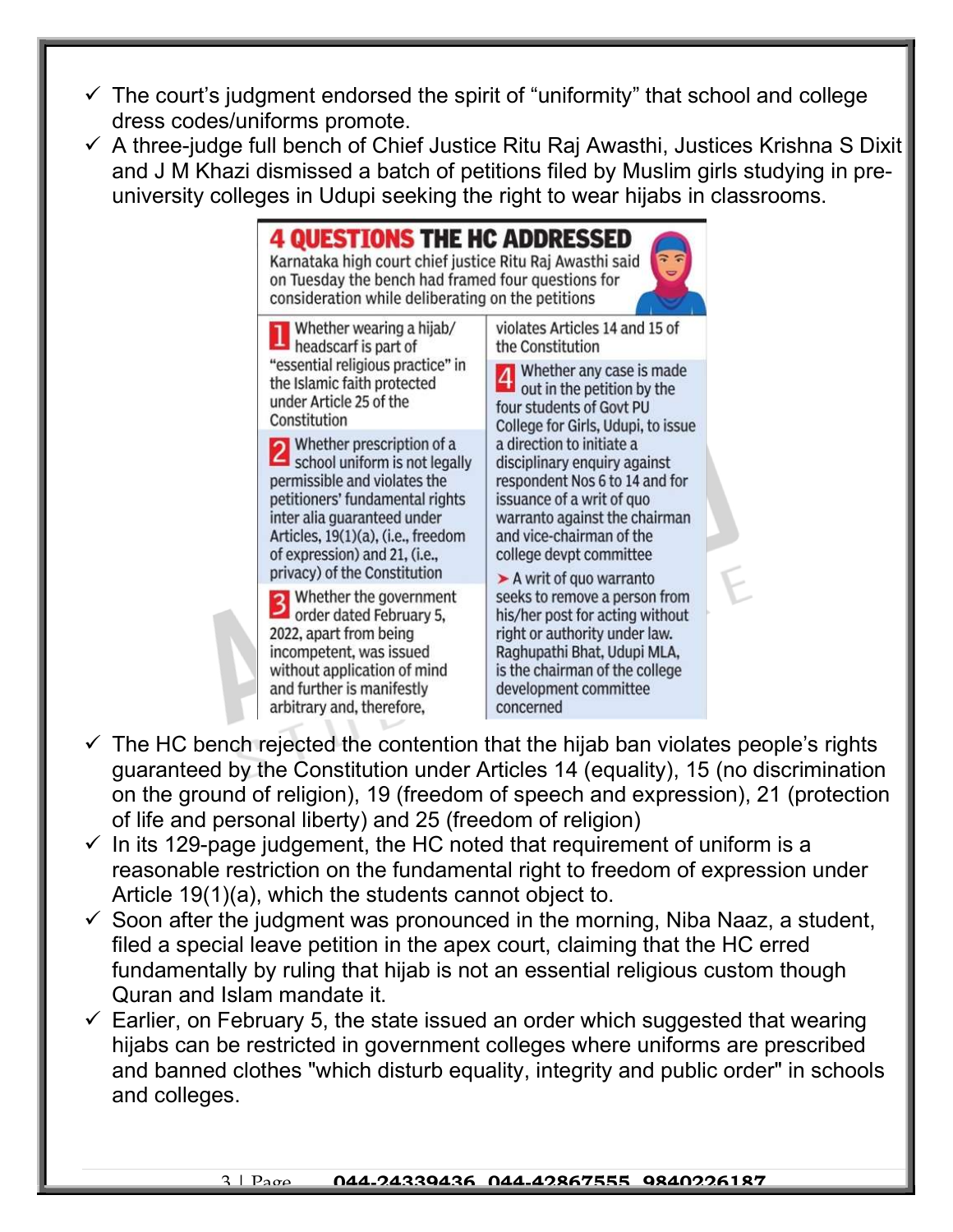- ✓ The court's judgment endorsed the spirit of "uniformity" that school and college dress codes/uniforms promote.
- ✓ A three-judge full bench of Chief Justice Ritu Raj Awasthi, Justices Krishna S Dixit and J M Khazi dismissed a batch of petitions filed by Muslim girls studying in pre-university colleges in Udupi seeking the right to wear hijabs in classrooms.

## 4 QUESTIONS THE HC ADDRESSED

Karnataka high court chief justice Ritu Raj Awasthi said on Tuesday the bench had framed four questions for consideration while deliberating on the petitions

**1** Whether wearing a hijab/ headscarf is part of "essential religious practice" in the Islamic faith protected under Article 25 of the Constitution

**2** Whether prescription of a school uniform is not legally permissible and violates the petitioners' fundamental rights inter alia guaranteed under Articles, 19(1)(a), (i.e., freedom of expression) and 21, (i.e., privacy) of the Constitution

**3** Whether the government order dated February 5, 2022, apart from being incompetent, was issued without application of mind and further is manifestly arbitrary and, therefore, violates Articles 14 and 15 of the Constitution

**4** Whether any case is made out in the petition by the four students of Govt PU College for Girls, Udupi, to issue a direction to initiate a disciplinary enquiry against respondent Nos 6 to 14 and for issuance of a writ of quo warranto against the chairman and vice-chairman of the college devpt committee

➤ A writ of quo warranto seeks to remove a person from his/her post for acting without right or authority under law. Raghupathi Bhat, Udupi MLA, is the chairman of the college development committee concerned

- ✓ The HC bench rejected the contention that the hijab ban violates people's rights guaranteed by the Constitution under Articles 14 (equality), 15 (no discrimination on the ground of religion), 19 (freedom of speech and expression), 21 (protection of life and personal liberty) and 25 (freedom of religion)
- ✓ In its 129-page judgement, the HC noted that requirement of uniform is a reasonable restriction on the fundamental right to freedom of expression under Article 19(1)(a), which the students cannot object to.
- ✓ Soon after the judgment was pronounced in the morning, Niba Naaz, a student, filed a special leave petition in the apex court, claiming that the HC erred fundamentally by ruling that hijab is not an essential religious custom though Quran and Islam mandate it.
- ✓ Earlier, on February 5, the state issued an order which suggested that wearing hijabs can be restricted in government colleges where uniforms are prescribed and banned clothes "which disturb equality, integrity and public order" in schools and colleges.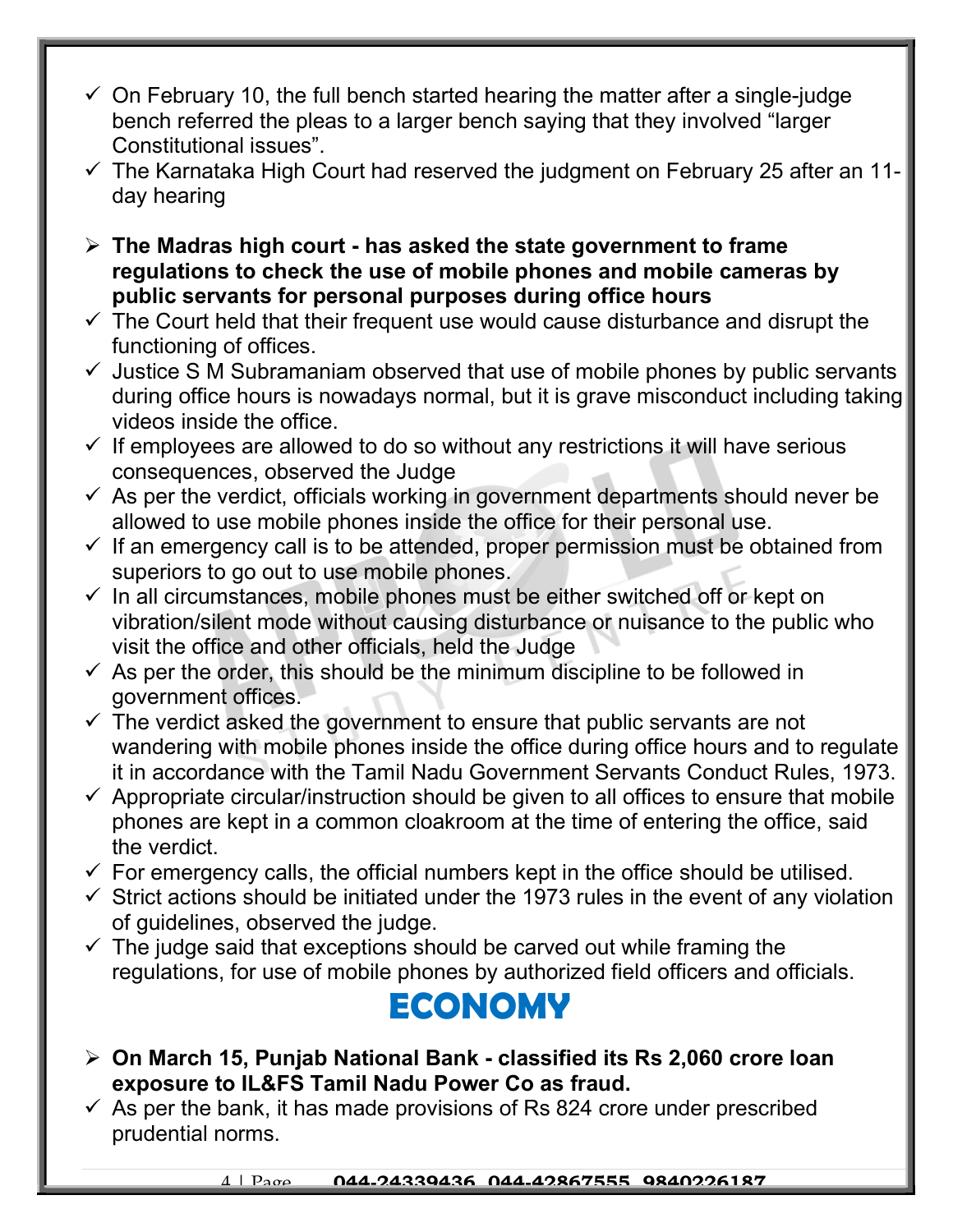- ✓ On February 10, the full bench started hearing the matter after a single-judge bench referred the pleas to a larger bench saying that they involved "larger Constitutional issues".
- ✓ The Karnataka High Court had reserved the judgment on February 25 after an 11-day hearing

- ➢ **The Madras high court - has asked the state government to frame regulations to check the use of mobile phones and mobile cameras by public servants for personal purposes during office hours**
- ✓ The Court held that their frequent use would cause disturbance and disrupt the functioning of offices.
- ✓ Justice S M Subramaniam observed that use of mobile phones by public servants during office hours is nowadays normal, but it is grave misconduct including taking videos inside the office.
- ✓ If employees are allowed to do so without any restrictions it will have serious consequences, observed the Judge
- ✓ As per the verdict, officials working in government departments should never be allowed to use mobile phones inside the office for their personal use.
- ✓ If an emergency call is to be attended, proper permission must be obtained from superiors to go out to use mobile phones.
- ✓ In all circumstances, mobile phones must be either switched off or kept on vibration/silent mode without causing disturbance or nuisance to the public who visit the office and other officials, held the Judge
- ✓ As per the order, this should be the minimum discipline to be followed in government offices.
- ✓ The verdict asked the government to ensure that public servants are not wandering with mobile phones inside the office during office hours and to regulate it in accordance with the Tamil Nadu Government Servants Conduct Rules, 1973.
- ✓ Appropriate circular/instruction should be given to all offices to ensure that mobile phones are kept in a common cloakroom at the time of entering the office, said the verdict.
- ✓ For emergency calls, the official numbers kept in the office should be utilised.
- ✓ Strict actions should be initiated under the 1973 rules in the event of any violation of guidelines, observed the judge.
- ✓ The judge said that exceptions should be carved out while framing the regulations, for use of mobile phones by authorized field officers and officials.

# ECONOMY

- ➢ **On March 15, Punjab National Bank - classified its Rs 2,060 crore loan exposure to IL&FS Tamil Nadu Power Co as fraud.**
- ✓ As per the bank, it has made provisions of Rs 824 crore under prescribed prudential norms.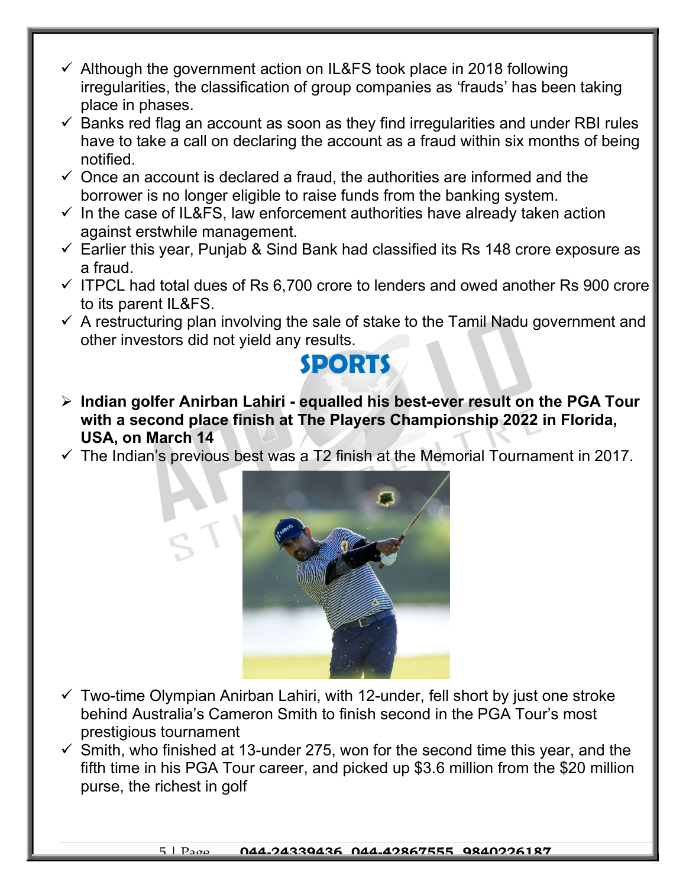- ✓ Although the government action on IL&FS took place in 2018 following irregularities, the classification of group companies as 'frauds' has been taking place in phases.
- ✓ Banks red flag an account as soon as they find irregularities and under RBI rules have to take a call on declaring the account as a fraud within six months of being notified.
- ✓ Once an account is declared a fraud, the authorities are informed and the borrower is no longer eligible to raise funds from the banking system.
- ✓ In the case of IL&FS, law enforcement authorities have already taken action against erstwhile management.
- ✓ Earlier this year, Punjab & Sind Bank had classified its Rs 148 crore exposure as a fraud.
- ✓ ITPCL had total dues of Rs 6,700 crore to lenders and owed another Rs 900 crore to its parent IL&FS.
- ✓ A restructuring plan involving the sale of stake to the Tamil Nadu government and other investors did not yield any results.

# SPORTS

- ➢ **Indian golfer Anirban Lahiri - equalled his best-ever result on the PGA Tour with a second place finish at The Players Championship 2022 in Florida, USA, on March 14**
- ✓ The Indian's previous best was a T2 finish at the Memorial Tournament in 2017.
- ✓ Two-time Olympian Anirban Lahiri, with 12-under, fell short by just one stroke behind Australia's Cameron Smith to finish second in the PGA Tour's most prestigious tournament
- ✓ Smith, who finished at 13-under 275, won for the second time this year, and the fifth time in his PGA Tour career, and picked up $3.6 million from the $20 million purse, the richest in golf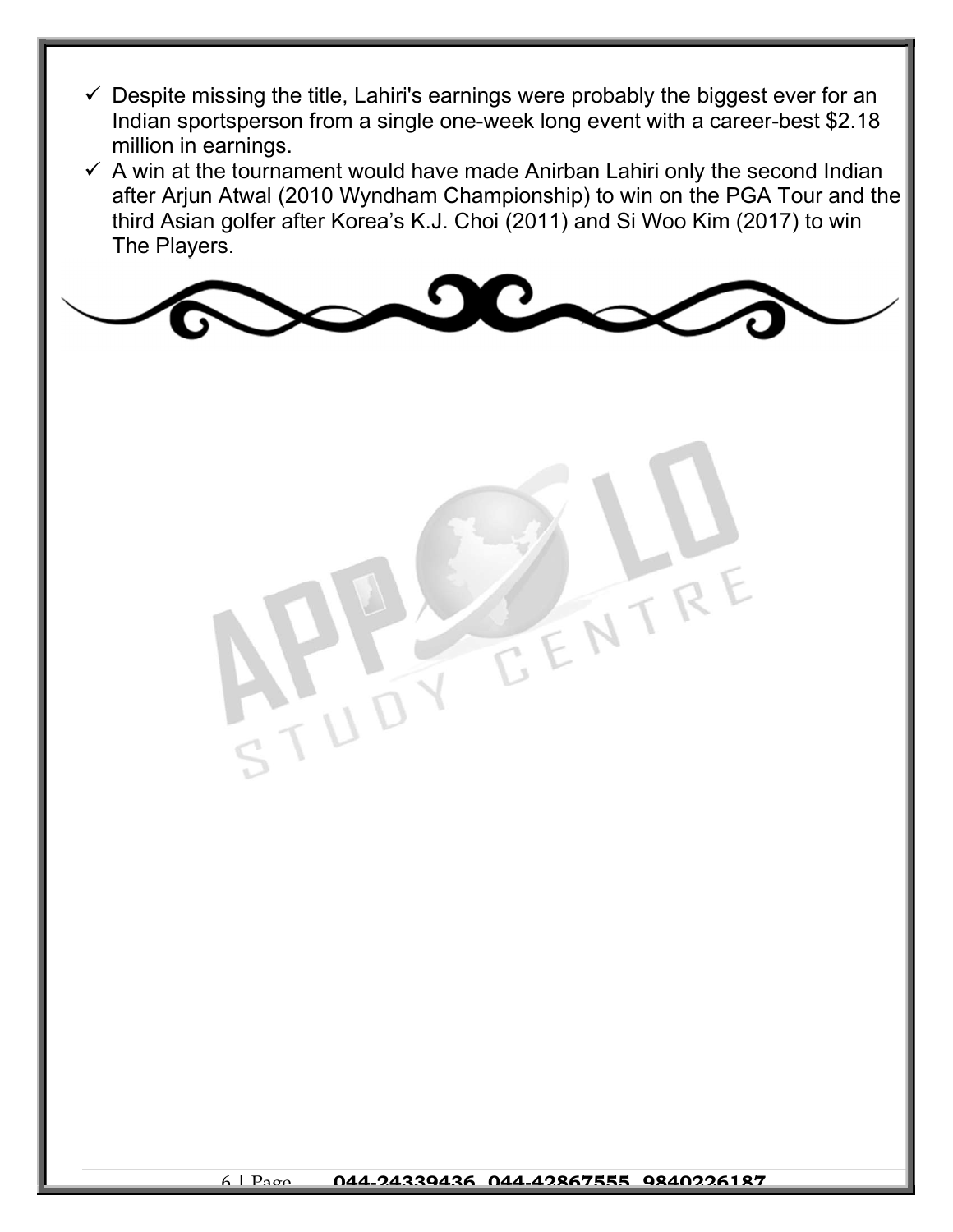- Despite missing the title, Lahiri's earnings were probably the biggest ever for an Indian sportsperson from a single one-week long event with a career-best $2.18 million in earnings.
- A win at the tournament would have made Anirban Lahiri only the second Indian after Arjun Atwal (2010 Wyndham Championship) to win on the PGA Tour and the third Asian golfer after Korea's K.J. Choi (2011) and Si Woo Kim (2017) to win The Players.